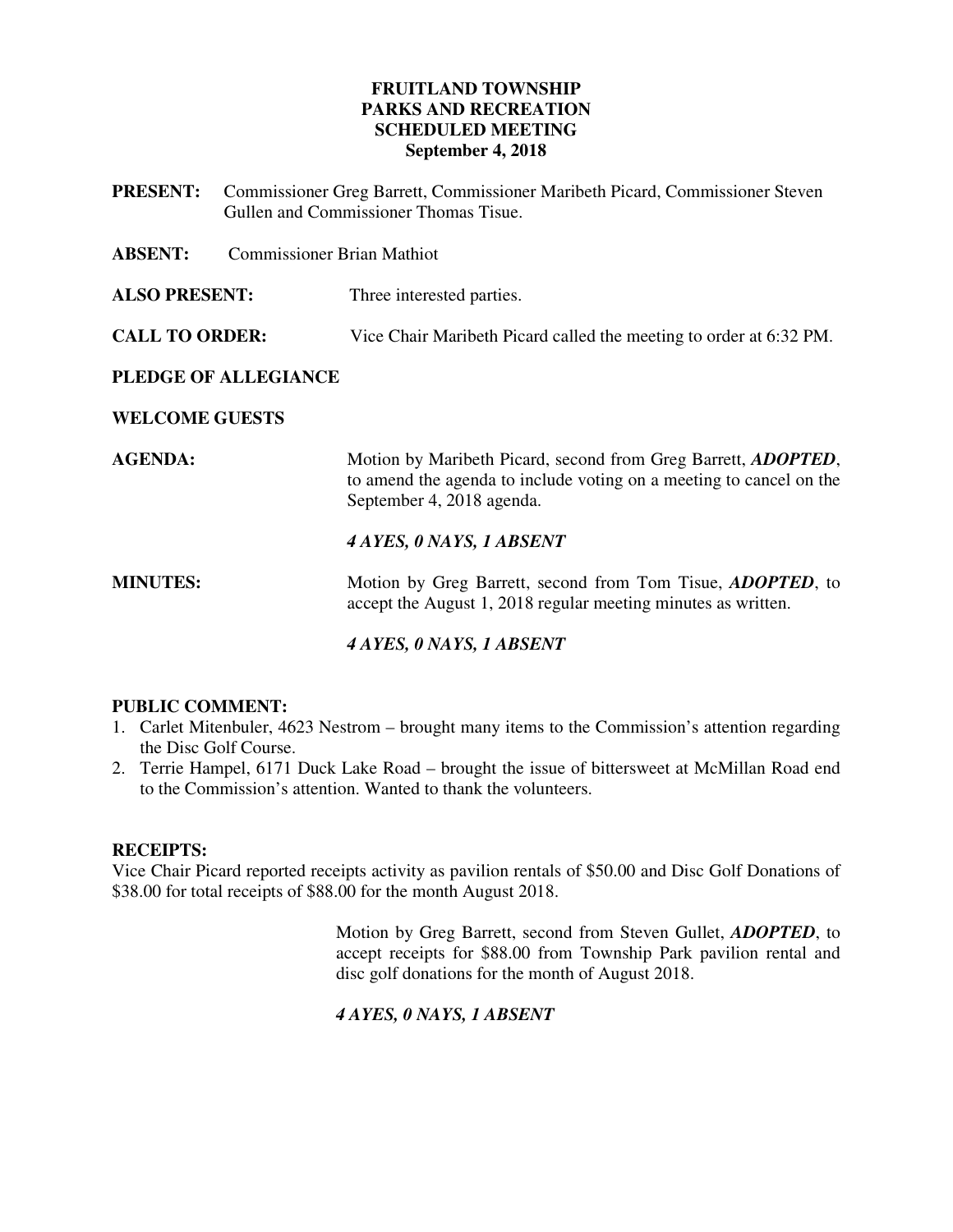# FRUITLAND TOWNSHIP
# PARKS AND RECREATION
# SCHEDULED MEETING
## September 4, 2018

**PRESENT:** Commissioner Greg Barrett, Commissioner Maribeth Picard, Commissioner Steven Gullen and Commissioner Thomas Tisue.

**ABSENT:** Commissioner Brian Mathiot

**ALSO PRESENT:** Three interested parties.

**CALL TO ORDER:** Vice Chair Maribeth Picard called the meeting to order at 6:32 PM.

**PLEDGE OF ALLEGIANCE**

**WELCOME GUESTS**

**AGENDA:** Motion by Maribeth Picard, second from Greg Barrett, ***ADOPTED***, to amend the agenda to include voting on a meeting to cancel on the September 4, 2018 agenda.

***4 AYES, 0 NAYS, 1 ABSENT***

**MINUTES:** Motion by Greg Barrett, second from Tom Tisue, ***ADOPTED***, to accept the August 1, 2018 regular meeting minutes as written.

***4 AYES, 0 NAYS, 1 ABSENT***

**PUBLIC COMMENT:**

1. Carlet Mitenbuler, 4623 Nestrom – brought many items to the Commission's attention regarding the Disc Golf Course.
2. Terrie Hampel, 6171 Duck Lake Road – brought the issue of bittersweet at McMillan Road end to the Commission's attention. Wanted to thank the volunteers.

**RECEIPTS:**

Vice Chair Picard reported receipts activity as pavilion rentals of $50.00 and Disc Golf Donations of $38.00 for total receipts of $88.00 for the month August 2018.

Motion by Greg Barrett, second from Steven Gullet, ***ADOPTED***, to accept receipts for $88.00 from Township Park pavilion rental and disc golf donations for the month of August 2018.

***4 AYES, 0 NAYS, 1 ABSENT***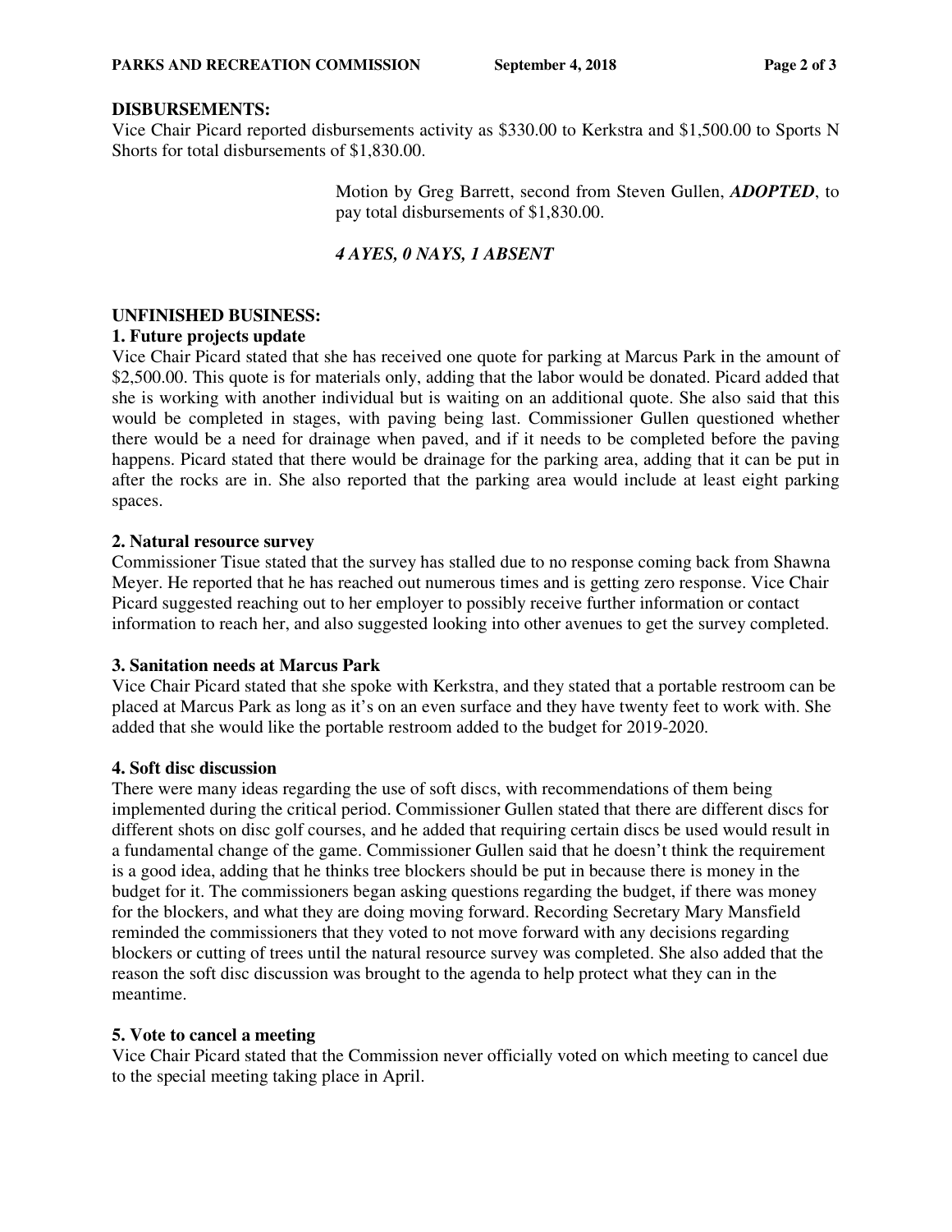**DISBURSEMENTS:**
Vice Chair Picard reported disbursements activity as $330.00 to Kerkstra and $1,500.00 to Sports N Shorts for total disbursements of $1,830.00.

> Motion by Greg Barrett, second from Steven Gullen, ***ADOPTED***, to pay total disbursements of $1,830.00.
>
> ***4 AYES, 0 NAYS, 1 ABSENT***

**UNFINISHED BUSINESS:**

**1. Future projects update**
Vice Chair Picard stated that she has received one quote for parking at Marcus Park in the amount of $2,500.00. This quote is for materials only, adding that the labor would be donated. Picard added that she is working with another individual but is waiting on an additional quote. She also said that this would be completed in stages, with paving being last. Commissioner Gullen questioned whether there would be a need for drainage when paved, and if it needs to be completed before the paving happens. Picard stated that there would be drainage for the parking area, adding that it can be put in after the rocks are in. She also reported that the parking area would include at least eight parking spaces.

**2. Natural resource survey**
Commissioner Tisue stated that the survey has stalled due to no response coming back from Shawna Meyer. He reported that he has reached out numerous times and is getting zero response. Vice Chair Picard suggested reaching out to her employer to possibly receive further information or contact information to reach her, and also suggested looking into other avenues to get the survey completed.

**3. Sanitation needs at Marcus Park**
Vice Chair Picard stated that she spoke with Kerkstra, and they stated that a portable restroom can be placed at Marcus Park as long as it's on an even surface and they have twenty feet to work with. She added that she would like the portable restroom added to the budget for 2019-2020.

**4. Soft disc discussion**
There were many ideas regarding the use of soft discs, with recommendations of them being implemented during the critical period. Commissioner Gullen stated that there are different discs for different shots on disc golf courses, and he added that requiring certain discs be used would result in a fundamental change of the game. Commissioner Gullen said that he doesn't think the requirement is a good idea, adding that he thinks tree blockers should be put in because there is money in the budget for it. The commissioners began asking questions regarding the budget, if there was money for the blockers, and what they are doing moving forward. Recording Secretary Mary Mansfield reminded the commissioners that they voted to not move forward with any decisions regarding blockers or cutting of trees until the natural resource survey was completed. She also added that the reason the soft disc discussion was brought to the agenda to help protect what they can in the meantime.

**5. Vote to cancel a meeting**
Vice Chair Picard stated that the Commission never officially voted on which meeting to cancel due to the special meeting taking place in April.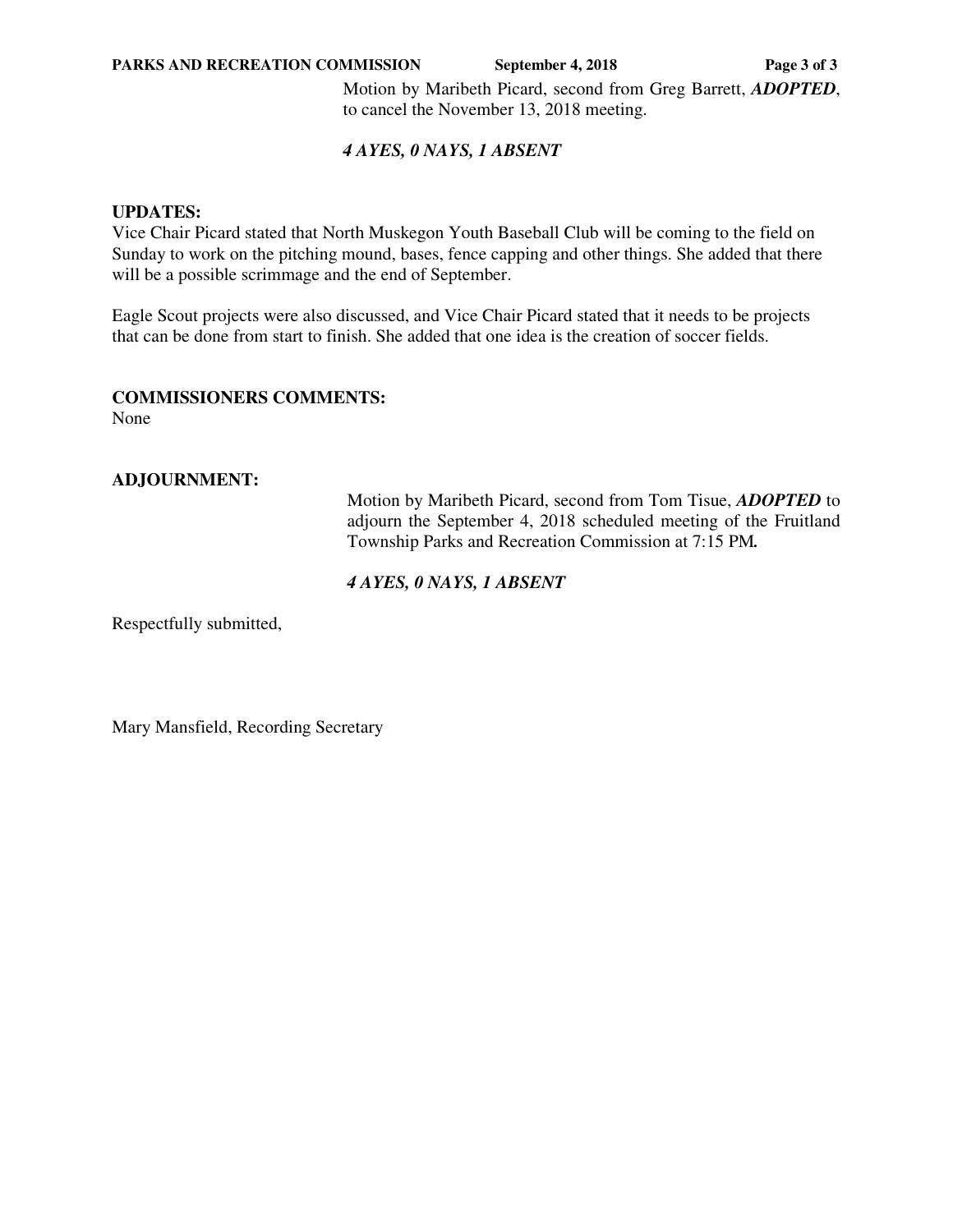Motion by Maribeth Picard, second from Greg Barrett, ***ADOPTED***, to cancel the November 13, 2018 meeting.

***4 AYES, 0 NAYS, 1 ABSENT***

**UPDATES:**

Vice Chair Picard stated that North Muskegon Youth Baseball Club will be coming to the field on Sunday to work on the pitching mound, bases, fence capping and other things. She added that there will be a possible scrimmage and the end of September.

Eagle Scout projects were also discussed, and Vice Chair Picard stated that it needs to be projects that can be done from start to finish. She added that one idea is the creation of soccer fields.

**COMMISSIONERS COMMENTS:**

None

**ADJOURNMENT:**

Motion by Maribeth Picard, second from Tom Tisue, ***ADOPTED*** to adjourn the September 4, 2018 scheduled meeting of the Fruitland Township Parks and Recreation Commission at 7:15 PM**.**

***4 AYES, 0 NAYS, 1 ABSENT***

Respectfully submitted,

Mary Mansfield, Recording Secretary